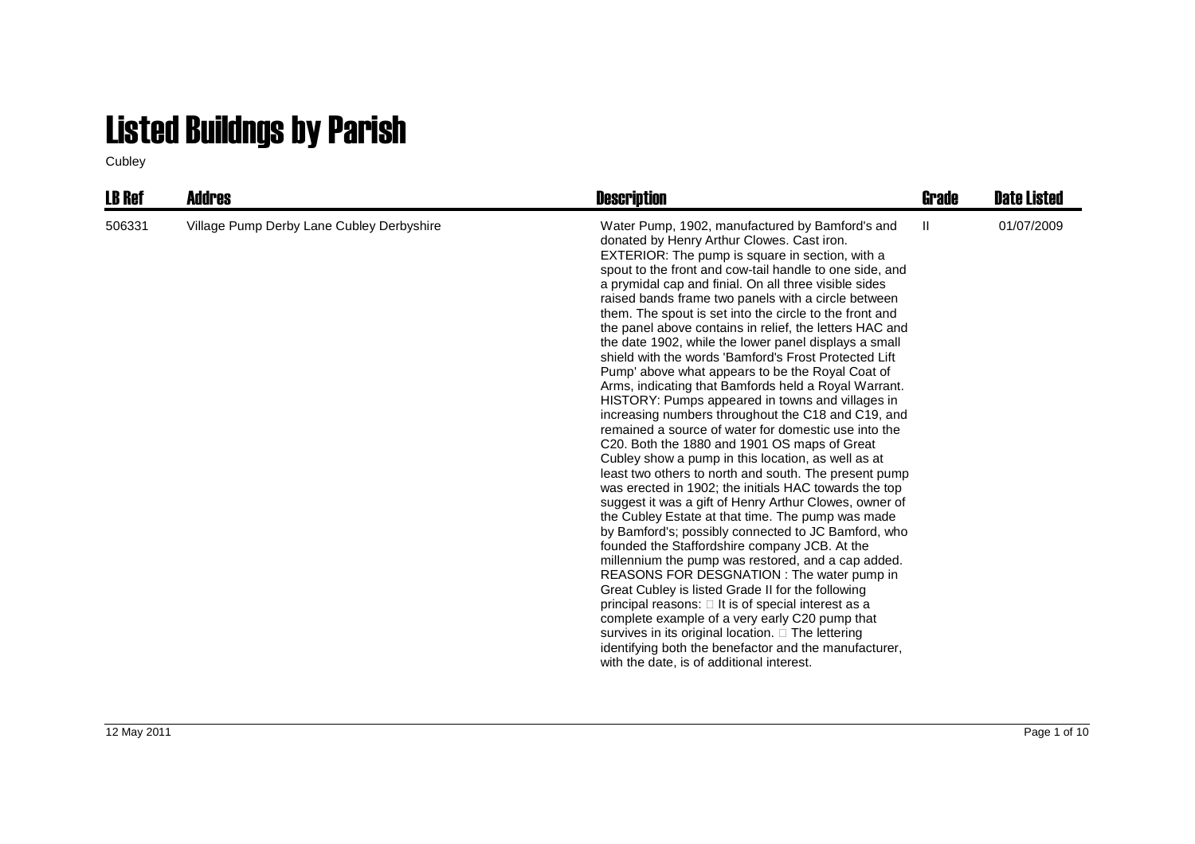# Listed Buildngs by Parish

Cubley

| LB Ref | Addres | Description | Grade | Date Listed |
|---|---|---|---|---|
| 506331 | Village Pump Derby Lane Cubley Derbyshire | Water Pump, 1902, manufactured by Bamford's and donated by Henry Arthur Clowes. Cast iron. EXTERIOR: The pump is square in section, with a spout to the front and cow-tail handle to one side, and a prymidal cap and finial. On all three visible sides raised bands frame two panels with a circle between them. The spout is set into the circle to the front and the panel above contains in relief, the letters HAC and the date 1902, while the lower panel displays a small shield with the words 'Bamford's Frost Protected Lift Pump' above what appears to be the Royal Coat of Arms, indicating that Bamfords held a Royal Warrant. HISTORY: Pumps appeared in towns and villages in increasing numbers throughout the C18 and C19, and remained a source of water for domestic use into the C20. Both the 1880 and 1901 OS maps of Great Cubley show a pump in this location, as well as at least two others to north and south. The present pump was erected in 1902; the initials HAC towards the top suggest it was a gift of Henry Arthur Clowes, owner of the Cubley Estate at that time. The pump was made by Bamford's; possibly connected to JC Bamford, who founded the Staffordshire company JCB. At the millennium the pump was restored, and a cap added. REASONS FOR DESGNATION : The water pump in Great Cubley is listed Grade II for the following principal reasons: It is of special interest as a complete example of a very early C20 pump that survives in its original location. The lettering identifying both the benefactor and the manufacturer, with the date, is of additional interest. | II | 01/07/2009 |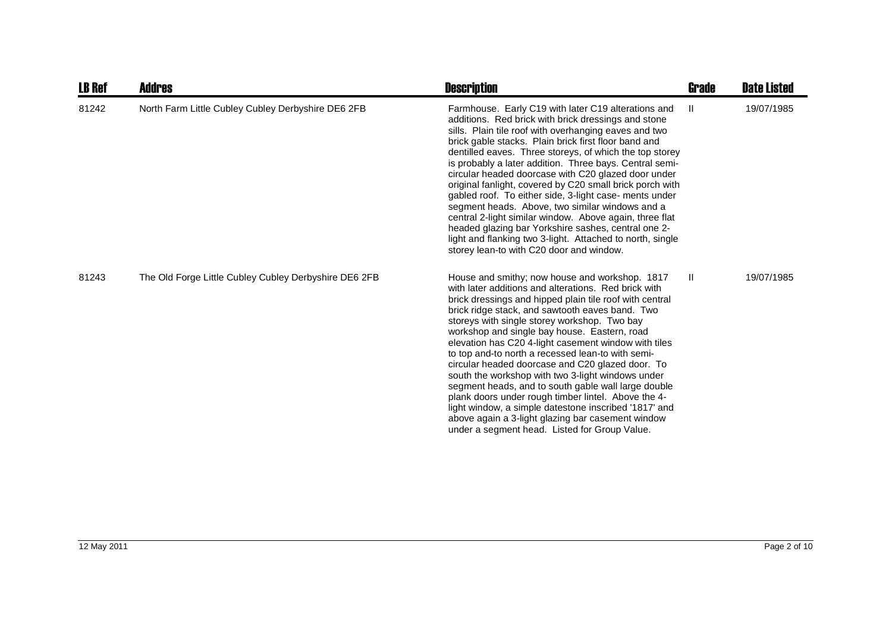| LB Ref | Addres | Description | Grade | Date Listed |
|---|---|---|---|---|
| 81242 | North Farm Little Cubley Cubley Derbyshire DE6 2FB | Farmhouse. Early C19 with later C19 alterations and additions. Red brick with brick dressings and stone sills. Plain tile roof with overhanging eaves and two brick gable stacks. Plain brick first floor band and dentilled eaves. Three storeys, of which the top storey is probably a later addition. Three bays. Central semi-circular headed doorcase with C20 glazed door under original fanlight, covered by C20 small brick porch with gabled roof. To either side, 3-light case- ments under segment heads. Above, two similar windows and a central 2-light similar window. Above again, three flat headed glazing bar Yorkshire sashes, central one 2-light and flanking two 3-light. Attached to north, single storey lean-to with C20 door and window. | II | 19/07/1985 |
| 81243 | The Old Forge Little Cubley Cubley Derbyshire DE6 2FB | House and smithy; now house and workshop. 1817 with later additions and alterations. Red brick with brick dressings and hipped plain tile roof with central brick ridge stack, and sawtooth eaves band. Two storeys with single storey workshop. Two bay workshop and single bay house. Eastern, road elevation has C20 4-light casement window with tiles to top and-to north a recessed lean-to with semi-circular headed doorcase and C20 glazed door. To south the workshop with two 3-light windows under segment heads, and to south gable wall large double plank doors under rough timber lintel. Above the 4-light window, a simple datestone inscribed '1817' and above again a 3-light glazing bar casement window under a segment head. Listed for Group Value. | II | 19/07/1985 |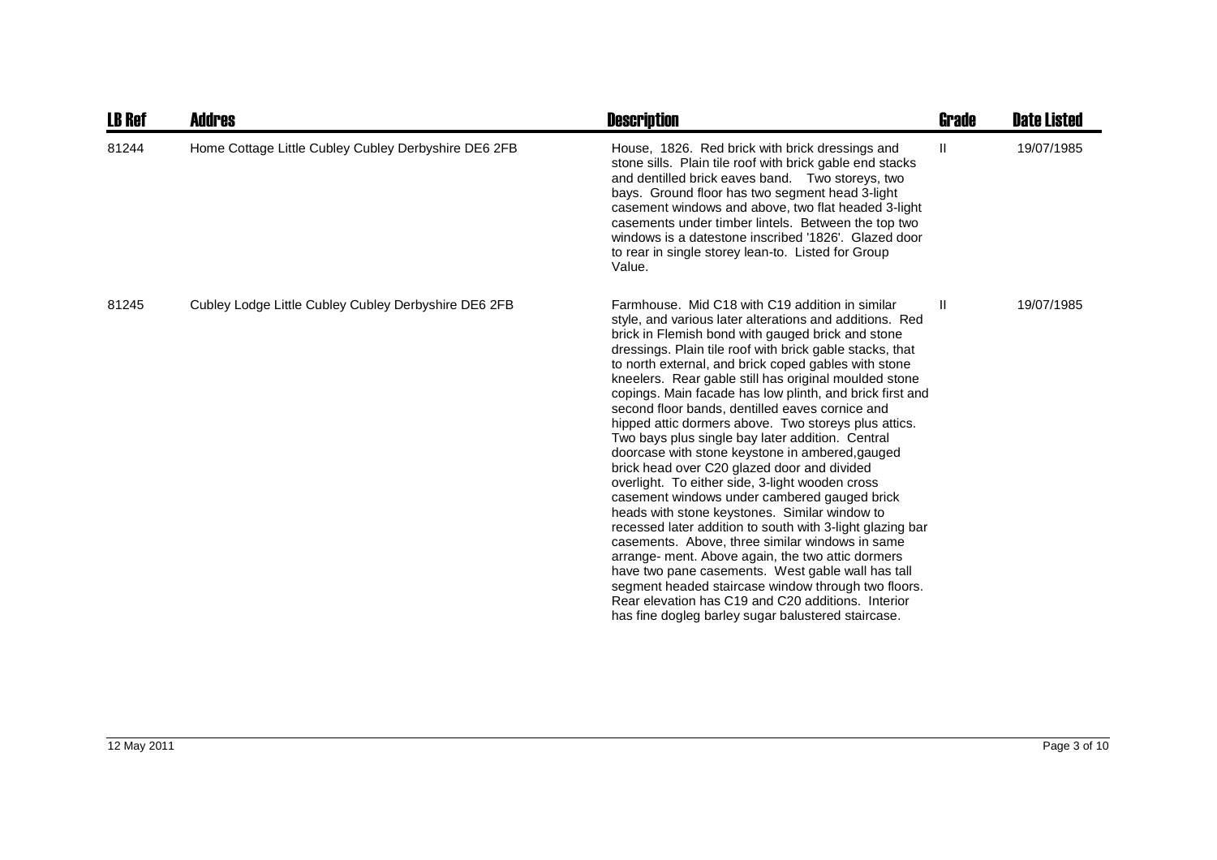| LB Ref | Addres | Description | Grade | Date Listed |
|---|---|---|---|---|
| 81244 | Home Cottage Little Cubley Cubley Derbyshire DE6 2FB | House, 1826. Red brick with brick dressings and stone sills. Plain tile roof with brick gable end stacks and dentilled brick eaves band. Two storeys, two bays. Ground floor has two segment head 3-light casement windows and above, two flat headed 3-light casements under timber lintels. Between the top two windows is a datestone inscribed '1826'. Glazed door to rear in single storey lean-to. Listed for Group Value. | II | 19/07/1985 |
| 81245 | Cubley Lodge Little Cubley Cubley Derbyshire DE6 2FB | Farmhouse. Mid C18 with C19 addition in similar style, and various later alterations and additions. Red brick in Flemish bond with gauged brick and stone dressings. Plain tile roof with brick gable stacks, that to north external, and brick coped gables with stone kneelers. Rear gable still has original moulded stone copings. Main facade has low plinth, and brick first and second floor bands, dentilled eaves cornice and hipped attic dormers above. Two storeys plus attics. Two bays plus single bay later addition. Central doorcase with stone keystone in ambered,gauged brick head over C20 glazed door and divided overlight. To either side, 3-light wooden cross casement windows under cambered gauged brick heads with stone keystones. Similar window to recessed later addition to south with 3-light glazing bar casements. Above, three similar windows in same arrange- ment. Above again, the two attic dormers have two pane casements. West gable wall has tall segment headed staircase window through two floors. Rear elevation has C19 and C20 additions. Interior has fine dogleg barley sugar balustered staircase. | II | 19/07/1985 |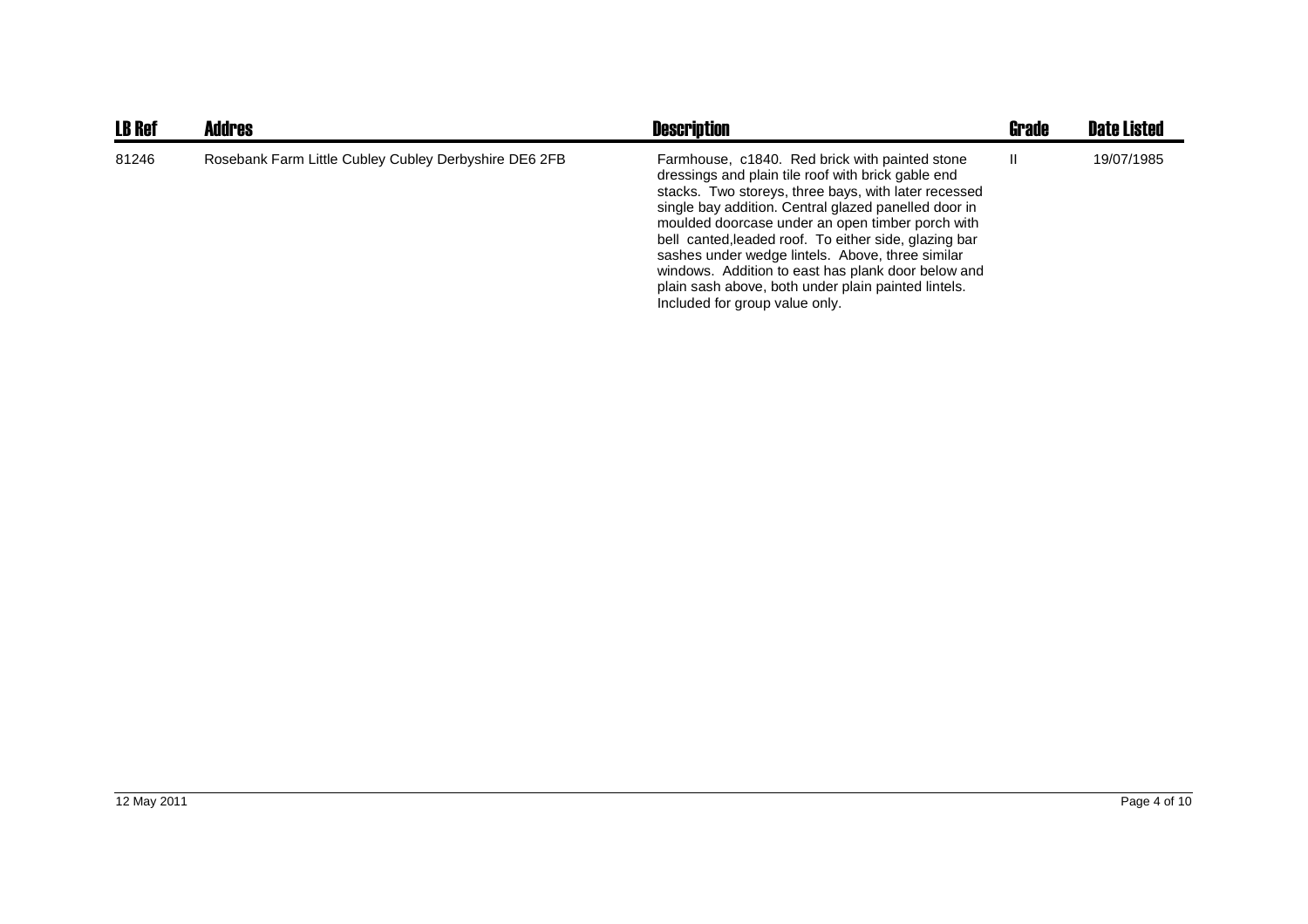| LB Ref | Addres | Description | Grade | Date Listed |
| --- | --- | --- | --- | --- |
| 81246 | Rosebank Farm Little Cubley Cubley Derbyshire DE6 2FB | Farmhouse, c1840. Red brick with painted stone dressings and plain tile roof with brick gable end stacks. Two storeys, three bays, with later recessed single bay addition. Central glazed panelled door in moulded doorcase under an open timber porch with bell canted,leaded roof. To either side, glazing bar sashes under wedge lintels. Above, three similar windows. Addition to east has plank door below and plain sash above, both under plain painted lintels. Included for group value only. | II | 19/07/1985 |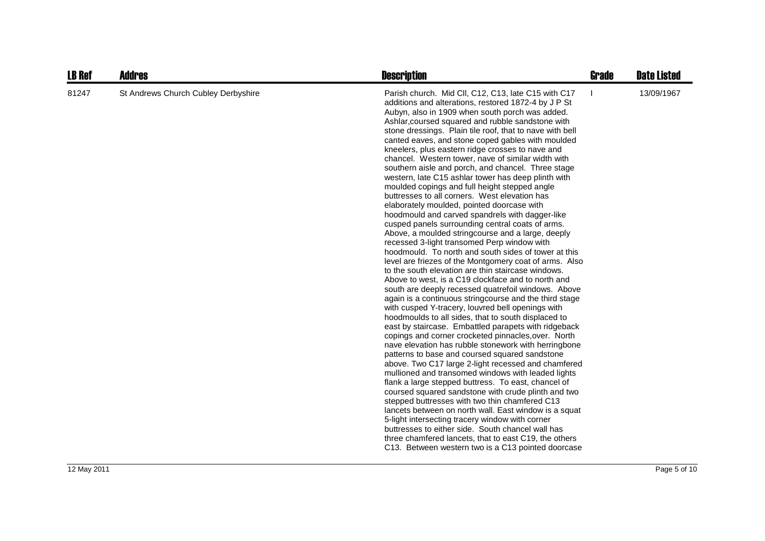| LB Ref | Addres | Description | Grade | Date Listed |
|---|---|---|---|---|
| 81247 | St Andrews Church Cubley Derbyshire | Parish church. Mid Cll, C12, C13, late C15 with C17 additions and alterations, restored 1872-4 by J P St Aubyn, also in 1909 when south porch was added. Ashlar,coursed squared and rubble sandstone with stone dressings. Plain tile roof, that to nave with bell canted eaves, and stone coped gables with moulded kneelers, plus eastern ridge crosses to nave and chancel. Western tower, nave of similar width with southern aisle and porch, and chancel. Three stage western, late C15 ashlar tower has deep plinth with moulded copings and full height stepped angle buttresses to all corners. West elevation has elaborately moulded, pointed doorcase with hoodmould and carved spandrels with dagger-like cusped panels surrounding central coats of arms. Above, a moulded stringcourse and a large, deeply recessed 3-light transomed Perp window with hoodmould. To north and south sides of tower at this level are friezes of the Montgomery coat of arms. Also to the south elevation are thin staircase windows. Above to west, is a C19 clockface and to north and south are deeply recessed quatrefoil windows. Above again is a continuous stringcourse and the third stage with cusped Y-tracery, louvred bell openings with hoodmoulds to all sides, that to south displaced to east by staircase. Embattled parapets with ridgeback copings and corner crocketed pinnacles,over. North nave elevation has rubble stonework with herringbone patterns to base and coursed squared sandstone above. Two C17 large 2-light recessed and chamfered mullioned and transomed windows with leaded lights flank a large stepped buttress. To east, chancel of coursed squared sandstone with crude plinth and two stepped buttresses with two thin chamfered C13 lancets between on north wall. East window is a squat 5-light intersecting tracery window with corner buttresses to either side. South chancel wall has three chamfered lancets, that to east C19, the others C13. Between western two is a C13 pointed doorcase | I | 13/09/1967 |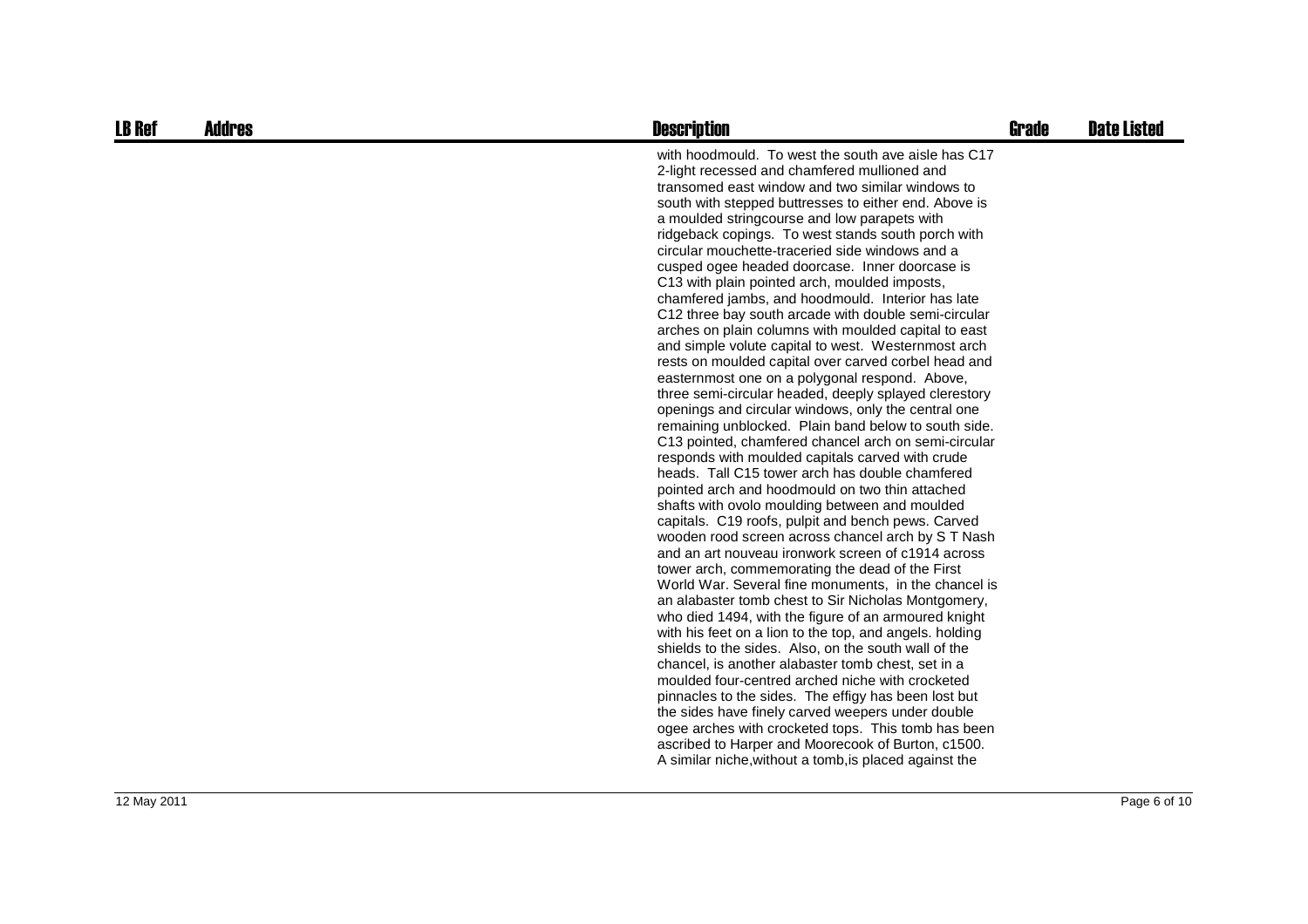| LB Ref | Addres | Description | Grade | Date Listed |
| --- | --- | --- | --- | --- |
| | | with hoodmould. To west the south ave aisle has C17 2-light recessed and chamfered mullioned and transomed east window and two similar windows to south with stepped buttresses to either end. Above is a moulded stringcourse and low parapets with ridgeback copings. To west stands south porch with circular mouchette-traceried side windows and a cusped ogee headed doorcase. Inner doorcase is C13 with plain pointed arch, moulded imposts, chamfered jambs, and hoodmould. Interior has late C12 three bay south arcade with double semi-circular arches on plain columns with moulded capital to east and simple volute capital to west. Westernmost arch rests on moulded capital over carved corbel head and easternmost one on a polygonal respond. Above, three semi-circular headed, deeply splayed clerestory openings and circular windows, only the central one remaining unblocked. Plain band below to south side. C13 pointed, chamfered chancel arch on semi-circular responds with moulded capitals carved with crude heads. Tall C15 tower arch has double chamfered pointed arch and hoodmould on two thin attached shafts with ovolo moulding between and moulded capitals. C19 roofs, pulpit and bench pews. Carved wooden rood screen across chancel arch by S T Nash and an art nouveau ironwork screen of c1914 across tower arch, commemorating the dead of the First World War. Several fine monuments, in the chancel is an alabaster tomb chest to Sir Nicholas Montgomery, who died 1494, with the figure of an armoured knight with his feet on a lion to the top, and angels. holding shields to the sides. Also, on the south wall of the chancel, is another alabaster tomb chest, set in a moulded four-centred arched niche with crocketed pinnacles to the sides. The effigy has been lost but the sides have finely carved weepers under double ogee arches with crocketed tops. This tomb has been ascribed to Harper and Moorecook of Burton, c1500. A similar niche,without a tomb,is placed against the | | |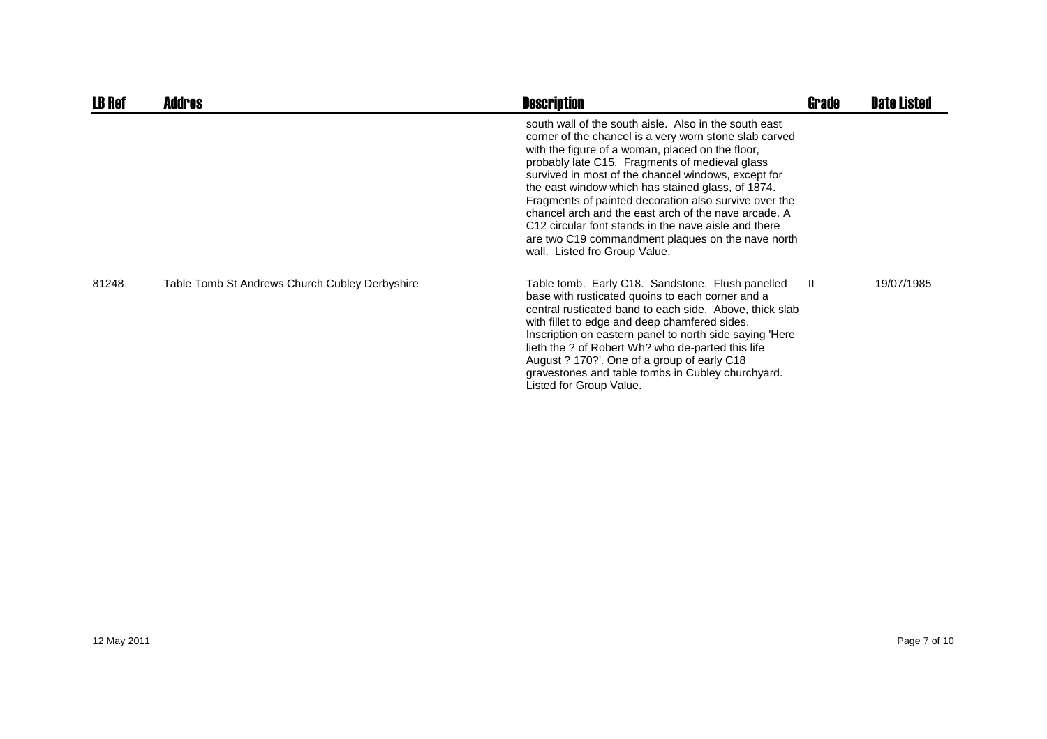| LB Ref | Addres | Description | Grade | Date Listed |
|---|---|---|---|---|
| | | south wall of the south aisle. Also in the south east corner of the chancel is a very worn stone slab carved with the figure of a woman, placed on the floor, probably late C15. Fragments of medieval glass survived in most of the chancel windows, except for the east window which has stained glass, of 1874. Fragments of painted decoration also survive over the chancel arch and the east arch of the nave arcade. A C12 circular font stands in the nave aisle and there are two C19 commandment plaques on the nave north wall. Listed fro Group Value. | | |
| 81248 | Table Tomb St Andrews Church Cubley Derbyshire | Table tomb. Early C18. Sandstone. Flush panelled base with rusticated quoins to each corner and a central rusticated band to each side. Above, thick slab with fillet to edge and deep chamfered sides. Inscription on eastern panel to north side saying 'Here lieth the ? of Robert Wh? who de-parted this life August ? 170?'. One of a group of early C18 gravestones and table tombs in Cubley churchyard. Listed for Group Value. | II | 19/07/1985 |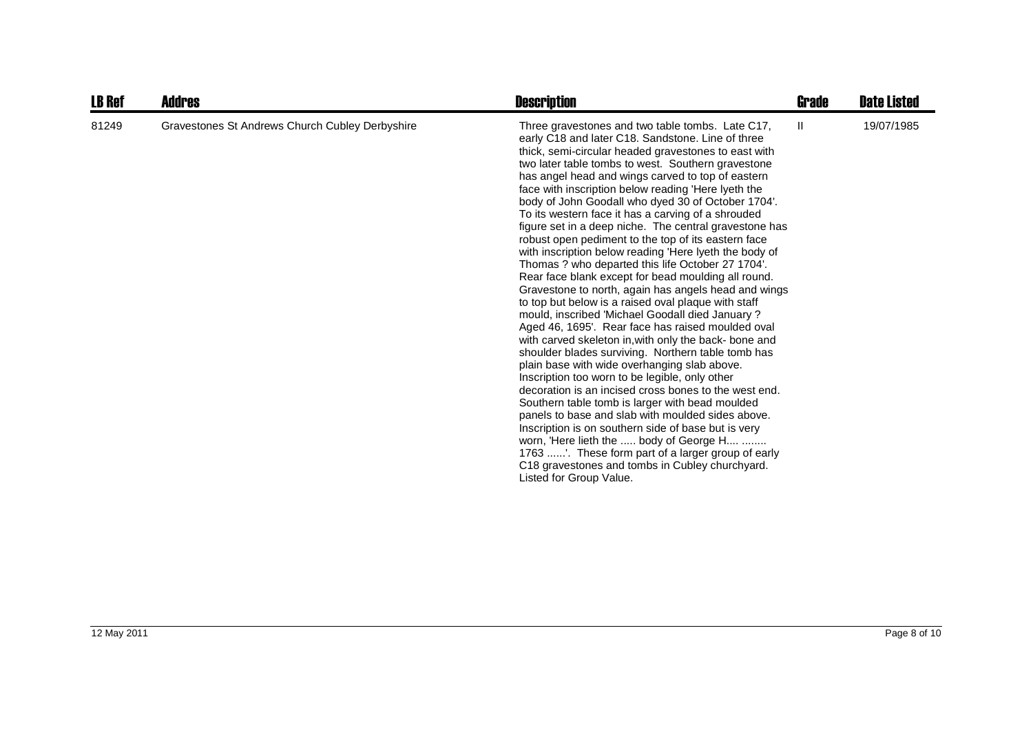| LB Ref | Addres | Description | Grade | Date Listed |
|---|---|---|---|---|
| 81249 | Gravestones St Andrews Church Cubley Derbyshire | Three gravestones and two table tombs. Late C17, early C18 and later C18. Sandstone. Line of three thick, semi-circular headed gravestones to east with two later table tombs to west. Southern gravestone has angel head and wings carved to top of eastern face with inscription below reading 'Here lyeth the body of John Goodall who dyed 30 of October 1704'. To its western face it has a carving of a shrouded figure set in a deep niche. The central gravestone has robust open pediment to the top of its eastern face with inscription below reading 'Here lyeth the body of Thomas ? who departed this life October 27 1704'. Rear face blank except for bead moulding all round. Gravestone to north, again has angels head and wings to top but below is a raised oval plaque with staff mould, inscribed 'Michael Goodall died January ? Aged 46, 1695'. Rear face has raised moulded oval with carved skeleton in,with only the back- bone and shoulder blades surviving. Northern table tomb has plain base with wide overhanging slab above. Inscription too worn to be legible, only other decoration is an incised cross bones to the west end. Southern table tomb is larger with bead moulded panels to base and slab with moulded sides above. Inscription is on southern side of base but is very worn, 'Here lieth the ..... body of George H.... ........ 1763 ......'. These form part of a larger group of early C18 gravestones and tombs in Cubley churchyard. Listed for Group Value. | II | 19/07/1985 |

12 May 2011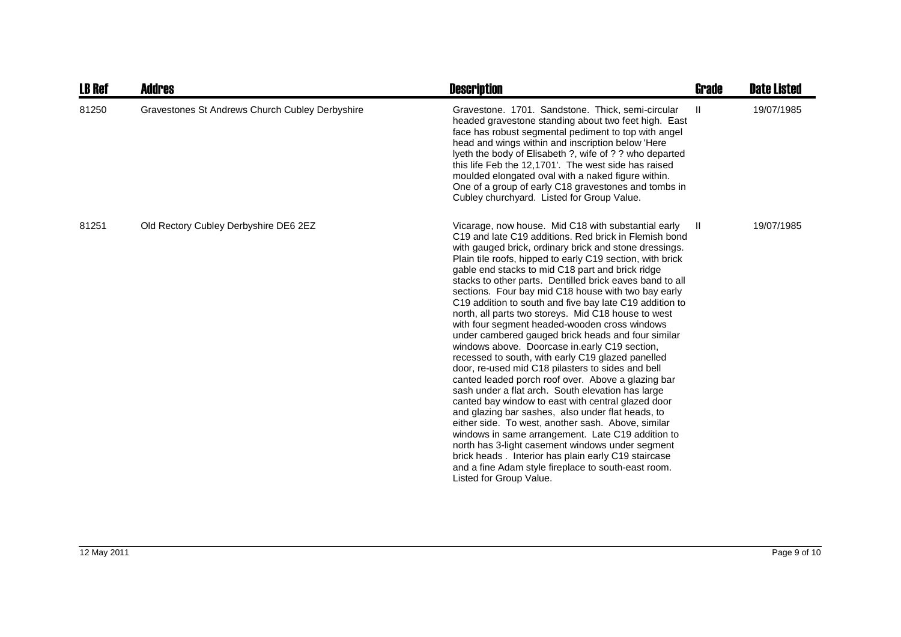| LB Ref | Addres | Description | Grade | Date Listed |
|---|---|---|---|---|
| 81250 | Gravestones St Andrews Church Cubley Derbyshire | Gravestone. 1701. Sandstone. Thick, semi-circular headed gravestone standing about two feet high. East face has robust segmental pediment to top with angel head and wings within and inscription below 'Here lyeth the body of Elisabeth ?, wife of ? ? who departed this life Feb the 12,1701'. The west side has raised moulded elongated oval with a naked figure within. One of a group of early C18 gravestones and tombs in Cubley churchyard. Listed for Group Value. | II | 19/07/1985 |
| 81251 | Old Rectory Cubley Derbyshire DE6 2EZ | Vicarage, now house. Mid C18 with substantial early C19 and late C19 additions. Red brick in Flemish bond with gauged brick, ordinary brick and stone dressings. Plain tile roofs, hipped to early C19 section, with brick gable end stacks to mid C18 part and brick ridge stacks to other parts. Dentilled brick eaves band to all sections. Four bay mid C18 house with two bay early C19 addition to south and five bay late C19 addition to north, all parts two storeys. Mid C18 house to west with four segment headed-wooden cross windows under cambered gauged brick heads and four similar windows above. Doorcase in.early C19 section, recessed to south, with early C19 glazed panelled door, re-used mid C18 pilasters to sides and bell canted leaded porch roof over. Above a glazing bar sash under a flat arch. South elevation has large canted bay window to east with central glazed door and glazing bar sashes, also under flat heads, to either side. To west, another sash. Above, similar windows in same arrangement. Late C19 addition to north has 3-light casement windows under segment brick heads . Interior has plain early C19 staircase and a fine Adam style fireplace to south-east room. Listed for Group Value. | II | 19/07/1985 |

12 May 2011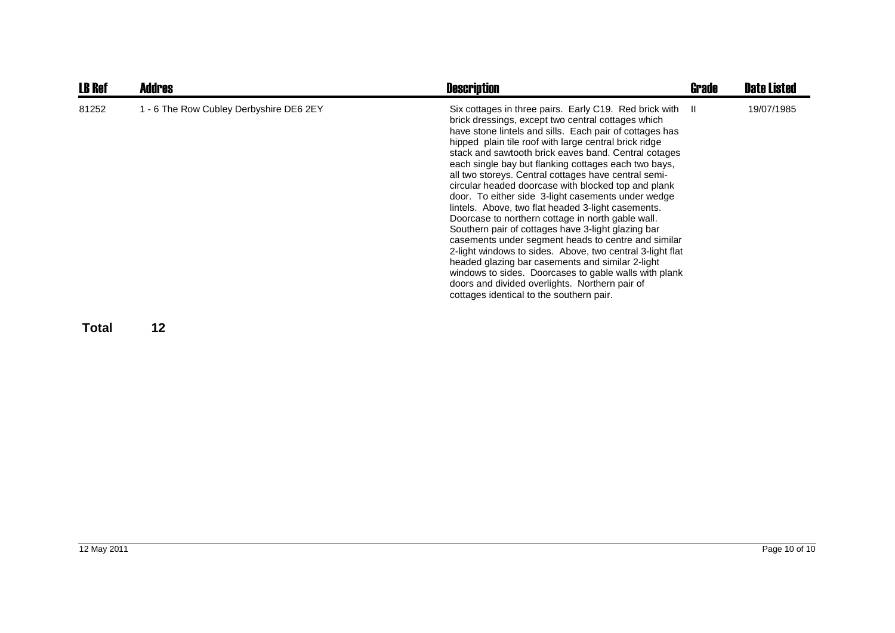| LB Ref | Addres | Description | Grade | Date Listed |
|---|---|---|---|---|
| 81252 | 1 - 6 The Row Cubley Derbyshire DE6 2EY | Six cottages in three pairs. Early C19. Red brick with brick dressings, except two central cottages which have stone lintels and sills. Each pair of cottages has hipped plain tile roof with large central brick ridge stack and sawtooth brick eaves band. Central cotages each single bay but flanking cottages each two bays, all two storeys. Central cottages have central semi-circular headed doorcase with blocked top and plank door. To either side 3-light casements under wedge lintels. Above, two flat headed 3-light casements. Doorcase to northern cottage in north gable wall. Southern pair of cottages have 3-light glazing bar casements under segment heads to centre and similar 2-light windows to sides. Above, two central 3-light flat headed glazing bar casements and similar 2-light windows to sides. Doorcases to gable walls with plank doors and divided overlights. Northern pair of cottages identical to the southern pair. | II | 19/07/1985 |

**Total** **12**

12 May 2011